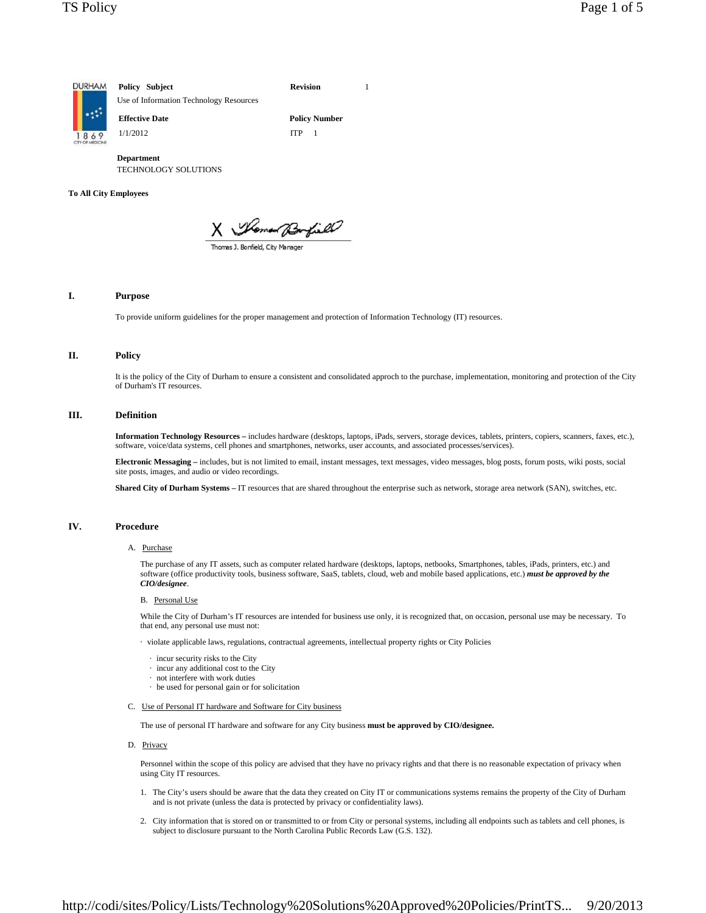| Policy Subject | Revision | 1 |
| --- | --- | --- |
| Use of Information Technology Resources | | |
| **Effective Date** | **Policy Number** | |
| 1/1/2012 | ITP 1 | |

**Department**
TECHNOLOGY SOLUTIONS

**To All City Employees**

X

Thomas J. Bonfield, City Manager

## I. Purpose

To provide uniform guidelines for the proper management and protection of Information Technology (IT) resources.

## II. Policy

It is the policy of the City of Durham to ensure a consistent and consolidated approch to the purchase, implementation, monitoring and protection of the City of Durham's IT resources.

## III. Definition

**Information Technology Resources –** includes hardware (desktops, laptops, iPads, servers, storage devices, tablets, printers, copiers, scanners, faxes, etc.), software, voice/data systems, cell phones and smartphones, networks, user accounts, and associated processes/services).

**Electronic Messaging –** includes, but is not limited to email, instant messages, text messages, video messages, blog posts, forum posts, wiki posts, social site posts, images, and audio or video recordings.

**Shared City of Durham Systems –** IT resources that are shared throughout the enterprise such as network, storage area network (SAN), switches, etc.

## IV. Procedure

A. Purchase

The purchase of any IT assets, such as computer related hardware (desktops, laptops, netbooks, Smartphones, tables, iPads, printers, etc.) and software (office productivity tools, business software, SaaS, tablets, cloud, web and mobile based applications, etc.) ***must be approved by the CIO/designee***.

B. Personal Use

While the City of Durham's IT resources are intended for business use only, it is recognized that, on occasion, personal use may be necessary. To that end, any personal use must not:

- violate applicable laws, regulations, contractual agreements, intellectual property rights or City Policies
  - incur security risks to the City
  - incur any additional cost to the City
  - not interfere with work duties
  - be used for personal gain or for solicitation

C. Use of Personal IT hardware and Software for City business

The use of personal IT hardware and software for any City business **must be approved by CIO/designee.**

D. Privacy

Personnel within the scope of this policy are advised that they have no privacy rights and that there is no reasonable expectation of privacy when using City IT resources.

1. The City's users should be aware that the data they created on City IT or communications systems remains the property of the City of Durham and is not private (unless the data is protected by privacy or confidentiality laws).
2. City information that is stored on or transmitted to or from City or personal systems, including all endpoints such as tablets and cell phones, is subject to disclosure pursuant to the North Carolina Public Records Law (G.S. 132).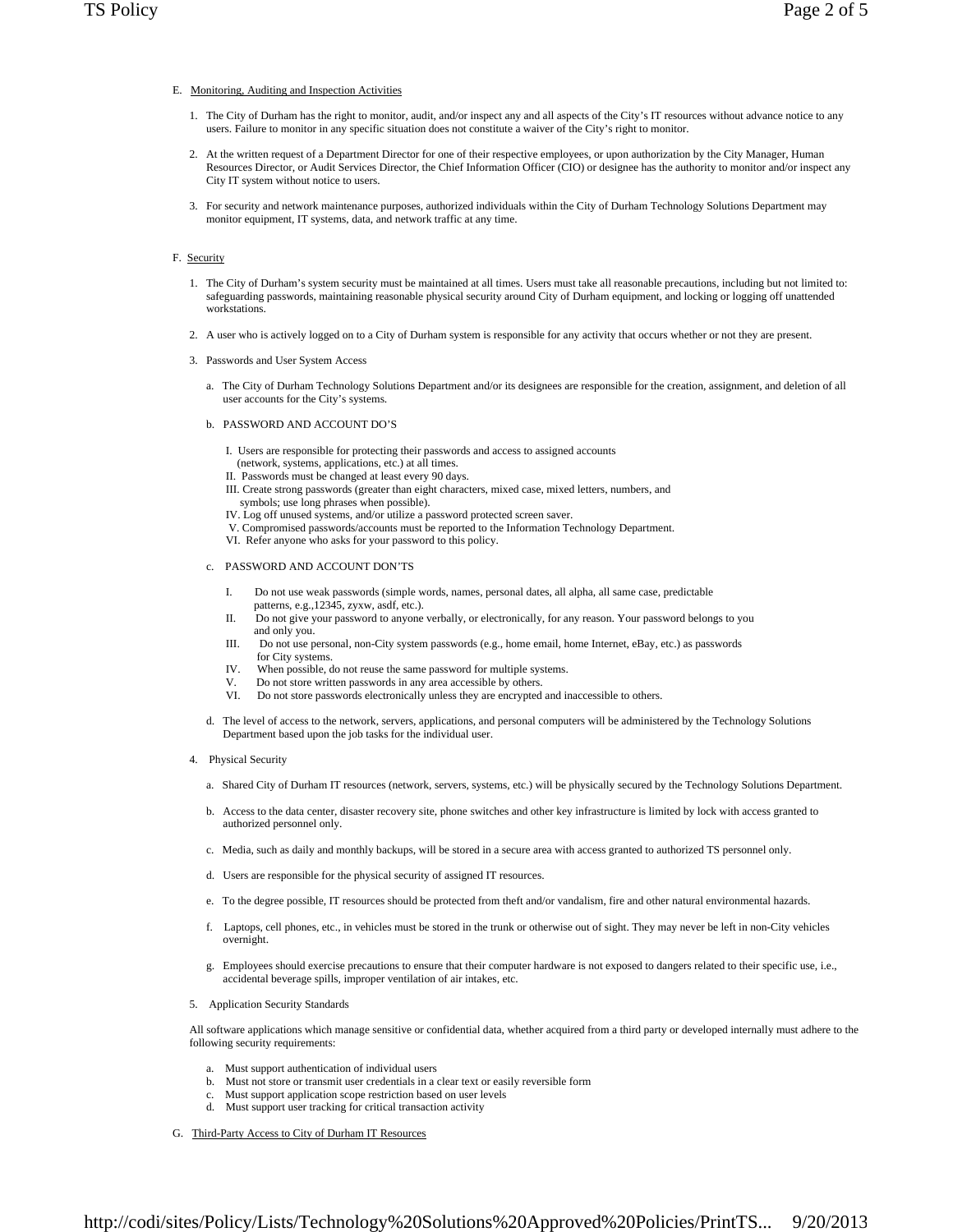E. Monitoring, Auditing and Inspection Activities

1. The City of Durham has the right to monitor, audit, and/or inspect any and all aspects of the City's IT resources without advance notice to any users. Failure to monitor in any specific situation does not constitute a waiver of the City's right to monitor.

2. At the written request of a Department Director for one of their respective employees, or upon authorization by the City Manager, Human Resources Director, or Audit Services Director, the Chief Information Officer (CIO) or designee has the authority to monitor and/or inspect any City IT system without notice to users.

3. For security and network maintenance purposes, authorized individuals within the City of Durham Technology Solutions Department may monitor equipment, IT systems, data, and network traffic at any time.

F. Security

1. The City of Durham's system security must be maintained at all times. Users must take all reasonable precautions, including but not limited to: safeguarding passwords, maintaining reasonable physical security around City of Durham equipment, and locking or logging off unattended workstations.

2. A user who is actively logged on to a City of Durham system is responsible for any activity that occurs whether or not they are present.

3. Passwords and User System Access

   a. The City of Durham Technology Solutions Department and/or its designees are responsible for the creation, assignment, and deletion of all user accounts for the City's systems.

   b. PASSWORD AND ACCOUNT DO'S

      I. Users are responsible for protecting their passwords and access to assigned accounts (network, systems, applications, etc.) at all times.
      II. Passwords must be changed at least every 90 days.
      III. Create strong passwords (greater than eight characters, mixed case, mixed letters, numbers, and symbols; use long phrases when possible).
      IV. Log off unused systems, and/or utilize a password protected screen saver.
      V. Compromised passwords/accounts must be reported to the Information Technology Department.
      VI. Refer anyone who asks for your password to this policy.

   c. PASSWORD AND ACCOUNT DON'TS

      I. Do not use weak passwords (simple words, names, personal dates, all alpha, all same case, predictable patterns, e.g.,12345, zyxw, asdf, etc.).
      II. Do not give your password to anyone verbally, or electronically, for any reason. Your password belongs to you and only you.
      III. Do not use personal, non-City system passwords (e.g., home email, home Internet, eBay, etc.) as passwords for City systems.
      IV. When possible, do not reuse the same password for multiple systems.
      V. Do not store written passwords in any area accessible by others.
      VI. Do not store passwords electronically unless they are encrypted and inaccessible to others.

   d. The level of access to the network, servers, applications, and personal computers will be administered by the Technology Solutions Department based upon the job tasks for the individual user.

4. Physical Security

   a. Shared City of Durham IT resources (network, servers, systems, etc.) will be physically secured by the Technology Solutions Department.

   b. Access to the data center, disaster recovery site, phone switches and other key infrastructure is limited by lock with access granted to authorized personnel only.

   c. Media, such as daily and monthly backups, will be stored in a secure area with access granted to authorized TS personnel only.

   d. Users are responsible for the physical security of assigned IT resources.

   e. To the degree possible, IT resources should be protected from theft and/or vandalism, fire and other natural environmental hazards.

   f. Laptops, cell phones, etc., in vehicles must be stored in the trunk or otherwise out of sight. They may never be left in non-City vehicles overnight.

   g. Employees should exercise precautions to ensure that their computer hardware is not exposed to dangers related to their specific use, i.e., accidental beverage spills, improper ventilation of air intakes, etc.

5. Application Security Standards

   All software applications which manage sensitive or confidential data, whether acquired from a third party or developed internally must adhere to the following security requirements:

   a. Must support authentication of individual users
   b. Must not store or transmit user credentials in a clear text or easily reversible form
   c. Must support application scope restriction based on user levels
   d. Must support user tracking for critical transaction activity

G. Third-Party Access to City of Durham IT Resources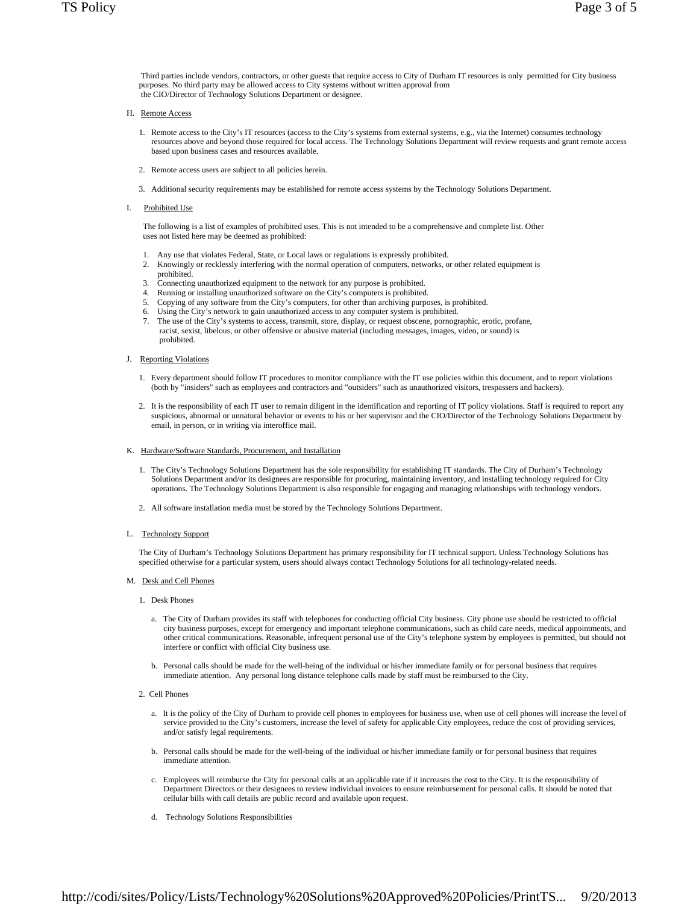Third parties include vendors, contractors, or other guests that require access to City of Durham IT resources is only permitted for City business purposes. No third party may be allowed access to City systems without written approval from the CIO/Director of Technology Solutions Department or designee.

H. Remote Access

1. Remote access to the City's IT resources (access to the City's systems from external systems, e.g., via the Internet) consumes technology resources above and beyond those required for local access. The Technology Solutions Department will review requests and grant remote access based upon business cases and resources available.

2. Remote access users are subject to all policies herein.

3. Additional security requirements may be established for remote access systems by the Technology Solutions Department.

I. Prohibited Use

The following is a list of examples of prohibited uses. This is not intended to be a comprehensive and complete list. Other uses not listed here may be deemed as prohibited:

1. Any use that violates Federal, State, or Local laws or regulations is expressly prohibited.
2. Knowingly or recklessly interfering with the normal operation of computers, networks, or other related equipment is prohibited.
3. Connecting unauthorized equipment to the network for any purpose is prohibited.
4. Running or installing unauthorized software on the City's computers is prohibited.
5. Copying of any software from the City's computers, for other than archiving purposes, is prohibited.
6. Using the City's network to gain unauthorized access to any computer system is prohibited.
7. The use of the City's systems to access, transmit, store, display, or request obscene, pornographic, erotic, profane, racist, sexist, libelous, or other offensive or abusive material (including messages, images, video, or sound) is prohibited.

J. Reporting Violations

1. Every department should follow IT procedures to monitor compliance with the IT use policies within this document, and to report violations (both by "insiders" such as employees and contractors and "outsiders" such as unauthorized visitors, trespassers and hackers).

2. It is the responsibility of each IT user to remain diligent in the identification and reporting of IT policy violations. Staff is required to report any suspicious, abnormal or unnatural behavior or events to his or her supervisor and the CIO/Director of the Technology Solutions Department by email, in person, or in writing via interoffice mail.

K. Hardware/Software Standards, Procurement, and Installation

1. The City's Technology Solutions Department has the sole responsibility for establishing IT standards. The City of Durham's Technology Solutions Department and/or its designees are responsible for procuring, maintaining inventory, and installing technology required for City operations. The Technology Solutions Department is also responsible for engaging and managing relationships with technology vendors.

2. All software installation media must be stored by the Technology Solutions Department.

L. Technology Support

The City of Durham's Technology Solutions Department has primary responsibility for IT technical support. Unless Technology Solutions has specified otherwise for a particular system, users should always contact Technology Solutions for all technology-related needs.

M. Desk and Cell Phones

1. Desk Phones

   a. The City of Durham provides its staff with telephones for conducting official City business. City phone use should be restricted to official city business purposes, except for emergency and important telephone communications, such as child care needs, medical appointments, and other critical communications. Reasonable, infrequent personal use of the City's telephone system by employees is permitted, but should not interfere or conflict with official City business use.

   b. Personal calls should be made for the well-being of the individual or his/her immediate family or for personal business that requires immediate attention. Any personal long distance telephone calls made by staff must be reimbursed to the City.

2. Cell Phones

   a. It is the policy of the City of Durham to provide cell phones to employees for business use, when use of cell phones will increase the level of service provided to the City's customers, increase the level of safety for applicable City employees, reduce the cost of providing services, and/or satisfy legal requirements.

   b. Personal calls should be made for the well-being of the individual or his/her immediate family or for personal business that requires immediate attention.

   c. Employees will reimburse the City for personal calls at an applicable rate if it increases the cost to the City. It is the responsibility of Department Directors or their designees to review individual invoices to ensure reimbursement for personal calls. It should be noted that cellular bills with call details are public record and available upon request.

   d. Technology Solutions Responsibilities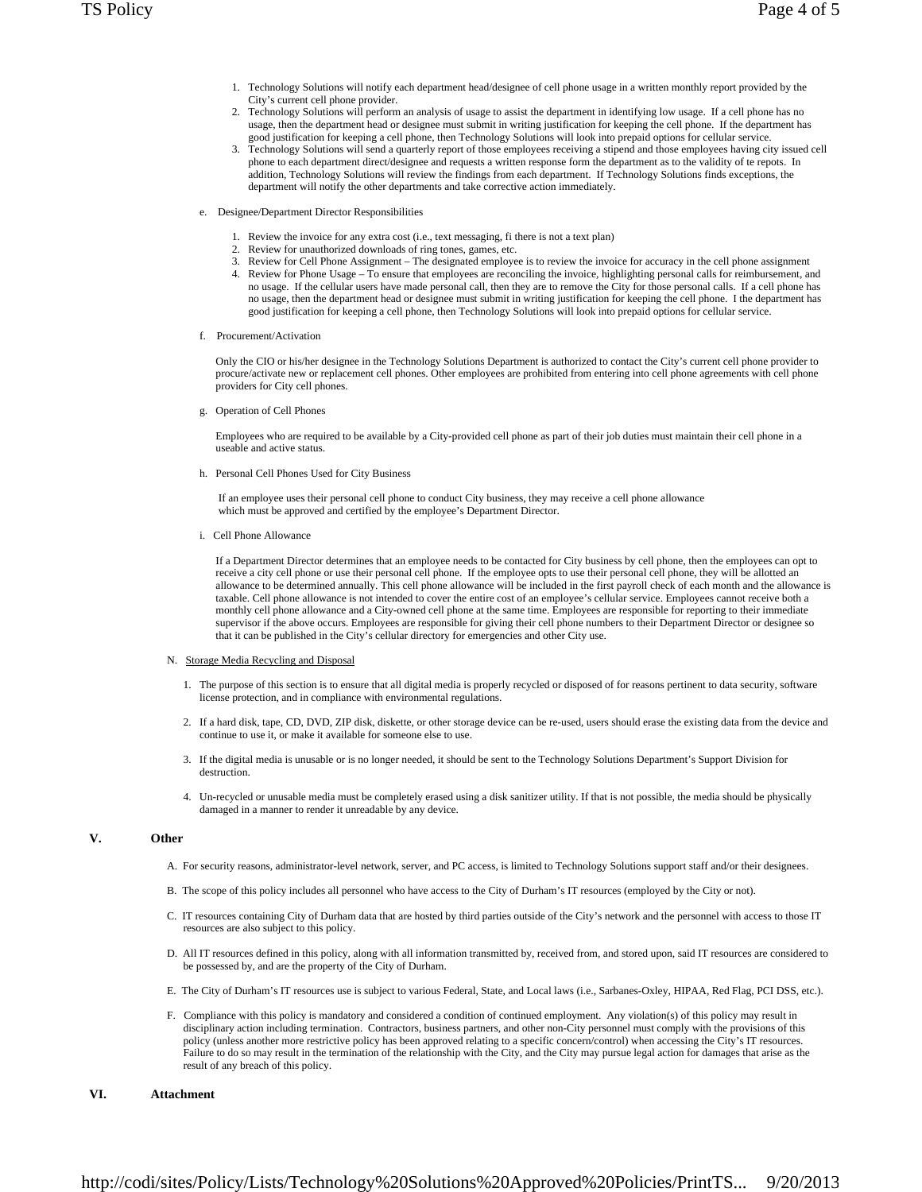1. Technology Solutions will notify each department head/designee of cell phone usage in a written monthly report provided by the City's current cell phone provider.
2. Technology Solutions will perform an analysis of usage to assist the department in identifying low usage. If a cell phone has no usage, then the department head or designee must submit in writing justification for keeping the cell phone. If the department has good justification for keeping a cell phone, then Technology Solutions will look into prepaid options for cellular service.
3. Technology Solutions will send a quarterly report of those employees receiving a stipend and those employees having city issued cell phone to each department direct/designee and requests a written response form the department as to the validity of te repots. In addition, Technology Solutions will review the findings from each department. If Technology Solutions finds exceptions, the department will notify the other departments and take corrective action immediately.

e. Designee/Department Director Responsibilities

1. Review the invoice for any extra cost (i.e., text messaging, fi there is not a text plan)
2. Review for unauthorized downloads of ring tones, games, etc.
3. Review for Cell Phone Assignment – The designated employee is to review the invoice for accuracy in the cell phone assignment
4. Review for Phone Usage – To ensure that employees are reconciling the invoice, highlighting personal calls for reimbursement, and no usage. If the cellular users have made personal call, then they are to remove the City for those personal calls. If a cell phone has no usage, then the department head or designee must submit in writing justification for keeping the cell phone. I the department has good justification for keeping a cell phone, then Technology Solutions will look into prepaid options for cellular service.

f. Procurement/Activation

Only the CIO or his/her designee in the Technology Solutions Department is authorized to contact the City's current cell phone provider to procure/activate new or replacement cell phones. Other employees are prohibited from entering into cell phone agreements with cell phone providers for City cell phones.

g. Operation of Cell Phones

Employees who are required to be available by a City-provided cell phone as part of their job duties must maintain their cell phone in a useable and active status.

h. Personal Cell Phones Used for City Business

If an employee uses their personal cell phone to conduct City business, they may receive a cell phone allowance which must be approved and certified by the employee's Department Director.

i. Cell Phone Allowance

If a Department Director determines that an employee needs to be contacted for City business by cell phone, then the employees can opt to receive a city cell phone or use their personal cell phone. If the employee opts to use their personal cell phone, they will be allotted an allowance to be determined annually. This cell phone allowance will be included in the first payroll check of each month and the allowance is taxable. Cell phone allowance is not intended to cover the entire cost of an employee's cellular service. Employees cannot receive both a monthly cell phone allowance and a City-owned cell phone at the same time. Employees are responsible for reporting to their immediate supervisor if the above occurs. Employees are responsible for giving their cell phone numbers to their Department Director or designee so that it can be published in the City's cellular directory for emergencies and other City use.

N. Storage Media Recycling and Disposal

1. The purpose of this section is to ensure that all digital media is properly recycled or disposed of for reasons pertinent to data security, software license protection, and in compliance with environmental regulations.
2. If a hard disk, tape, CD, DVD, ZIP disk, diskette, or other storage device can be re-used, users should erase the existing data from the device and continue to use it, or make it available for someone else to use.
3. If the digital media is unusable or is no longer needed, it should be sent to the Technology Solutions Department's Support Division for destruction.
4. Un-recycled or unusable media must be completely erased using a disk sanitizer utility. If that is not possible, the media should be physically damaged in a manner to render it unreadable by any device.

## V. Other

A. For security reasons, administrator-level network, server, and PC access, is limited to Technology Solutions support staff and/or their designees.

B. The scope of this policy includes all personnel who have access to the City of Durham's IT resources (employed by the City or not).

C. IT resources containing City of Durham data that are hosted by third parties outside of the City's network and the personnel with access to those IT resources are also subject to this policy.

D. All IT resources defined in this policy, along with all information transmitted by, received from, and stored upon, said IT resources are considered to be possessed by, and are the property of the City of Durham.

E. The City of Durham's IT resources use is subject to various Federal, State, and Local laws (i.e., Sarbanes-Oxley, HIPAA, Red Flag, PCI DSS, etc.).

F. Compliance with this policy is mandatory and considered a condition of continued employment. Any violation(s) of this policy may result in disciplinary action including termination. Contractors, business partners, and other non-City personnel must comply with the provisions of this policy (unless another more restrictive policy has been approved relating to a specific concern/control) when accessing the City's IT resources. Failure to do so may result in the termination of the relationship with the City, and the City may pursue legal action for damages that arise as the result of any breach of this policy.

## VI. Attachment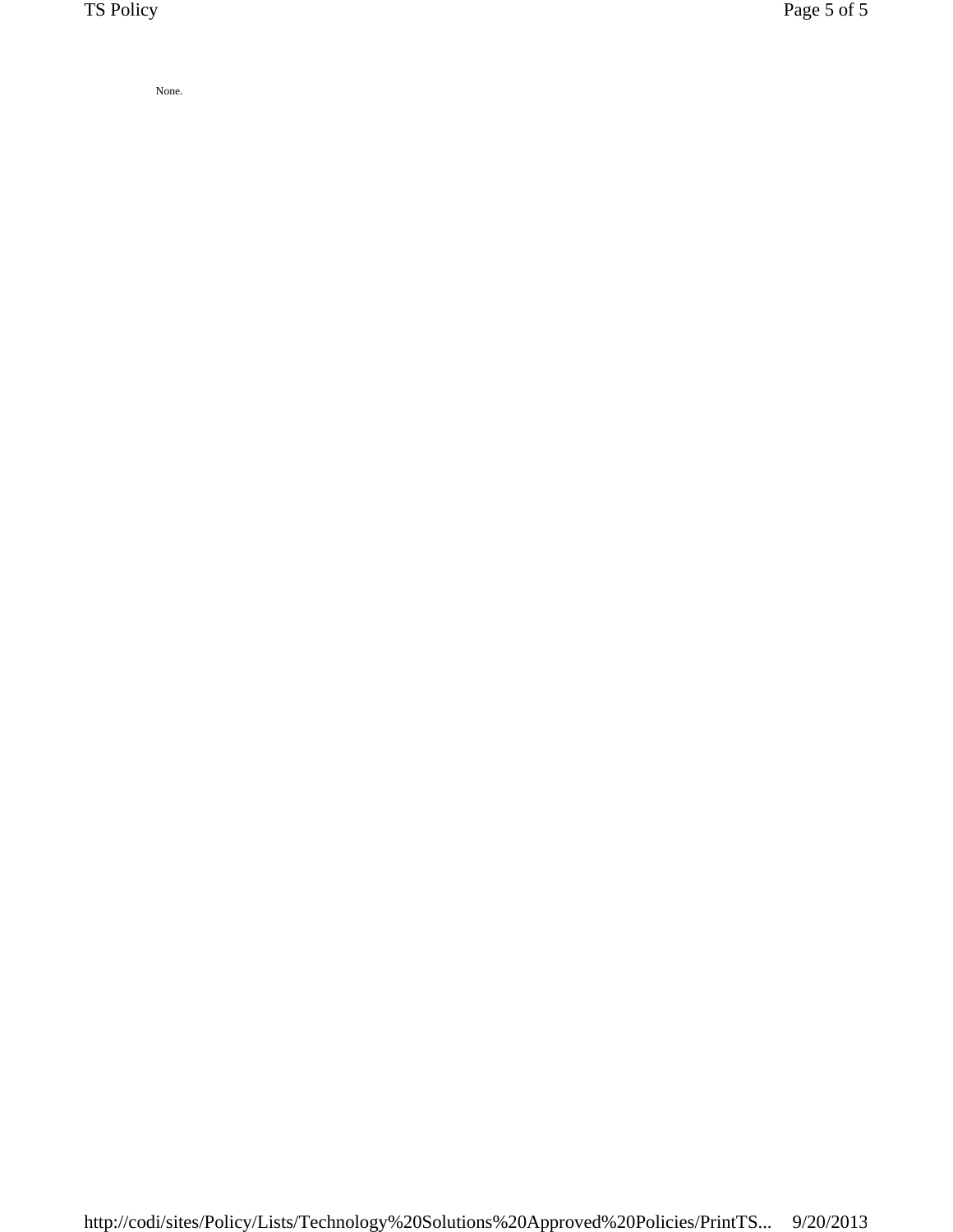None.